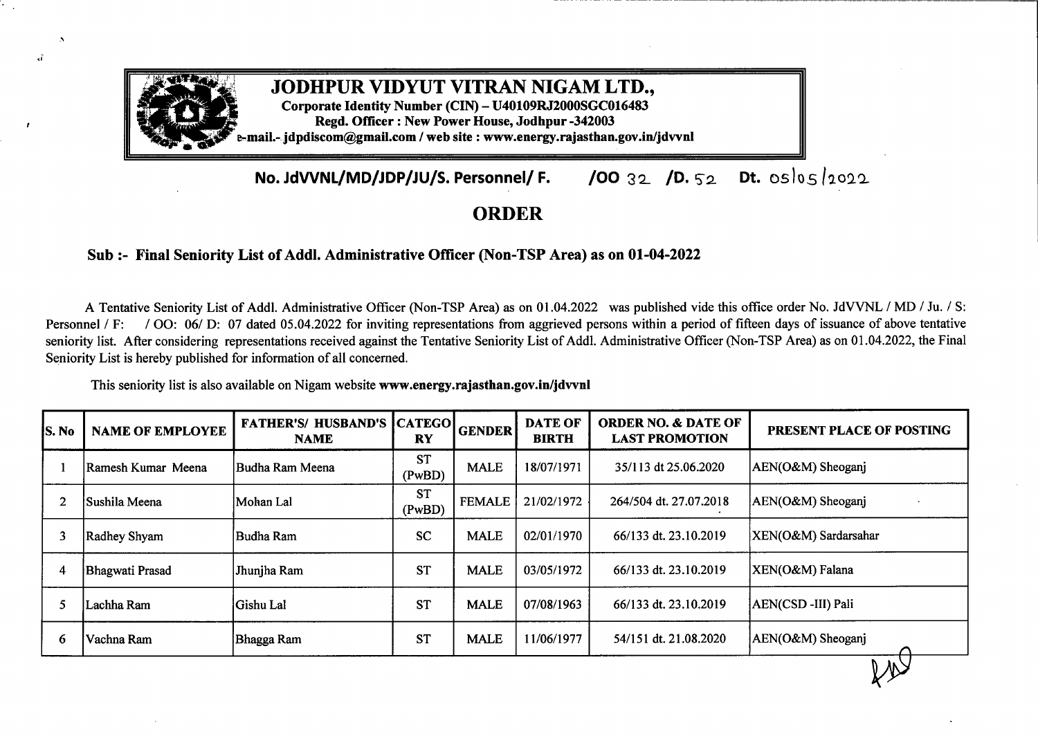# JODHPUR VIDYUT VITRAN NIGAM LTD.,

**Corporate Identity Number (CIN) – U40109RJ2000SGC016483**
**Regd. Officer : New Power House, Jodhpur -342003**
**e-mail.- jdpdiscom@gmail.com / web site : www.energy.rajasthan.gov.in/jdvvnl**

**No. JdVVNL/MD/JDP/JU/S. Personnel/ F. /OO 32 /D. 52 Dt. 05/05/2022**

## ORDER

### Sub :- Final Seniority List of Addl. Administrative Officer (Non-TSP Area) as on 01-04-2022

A Tentative Seniority List of Addl. Administrative Officer (Non-TSP Area) as on 01.04.2022 was published vide this office order No. JdVVNL / MD / Ju. / S: Personnel / F: / OO: 06/ D: 07 dated 05.04.2022 for inviting representations from aggrieved persons within a period of fifteen days of issuance of above tentative seniority list. After considering representations received against the Tentative Seniority List of Addl. Administrative Officer (Non-TSP Area) as on 01.04.2022, the Final Seniority List is hereby published for information of all concerned.

This seniority list is also available on Nigam website **www.energy.rajasthan.gov.in/jdvvnl**

| S. No | NAME OF EMPLOYEE | FATHER'S/ HUSBAND'S NAME | CATEGORY | GENDER | DATE OF BIRTH | ORDER NO. & DATE OF LAST PROMOTION | PRESENT PLACE OF POSTING |
|---|---|---|---|---|---|---|---|
| 1 | Ramesh Kumar Meena | Budha Ram Meena | ST (PwBD) | MALE | 18/07/1971 | 35/113 dt 25.06.2020 | AEN(O&M) Sheoganj |
| 2 | Sushila Meena | Mohan Lal | ST (PwBD) | FEMALE | 21/02/1972 | 264/504 dt. 27.07.2018 | AEN(O&M) Sheoganj |
| 3 | Radhey Shyam | Budha Ram | SC | MALE | 02/01/1970 | 66/133 dt. 23.10.2019 | XEN(O&M) Sardarsahar |
| 4 | Bhagwati Prasad | Jhunjha Ram | ST | MALE | 03/05/1972 | 66/133 dt. 23.10.2019 | XEN(O&M) Falana |
| 5 | Lachha Ram | Gishu Lal | ST | MALE | 07/08/1963 | 66/133 dt. 23.10.2019 | AEN(CSD -III) Pali |
| 6 | Vachna Ram | Bhagga Ram | ST | MALE | 11/06/1977 | 54/151 dt. 21.08.2020 | AEN(O&M) Sheoganj |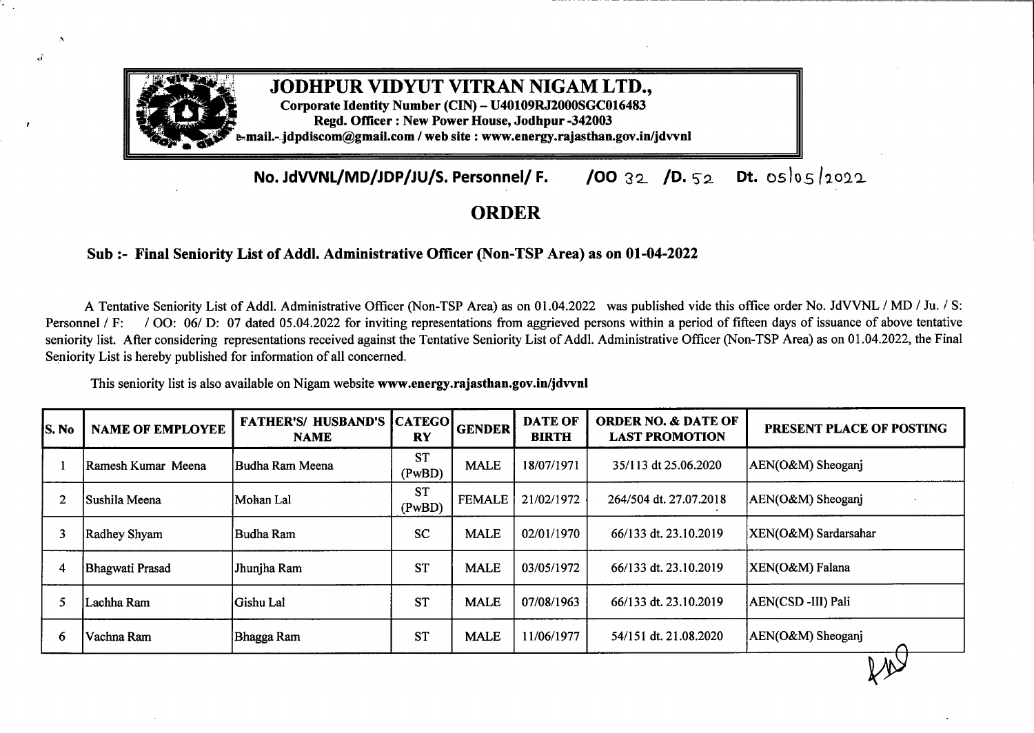# JODHPUR VIDYUT VITRAN NIGAM LTD.,

**Corporate Identity Number (CIN) – U40109RJ2000SGC016483**
**Regd. Officer : New Power House, Jodhpur -342003**
**e-mail.- jdpdiscom@gmail.com / web site : www.energy.rajasthan.gov.in/jdvvnl**

**No. JdVVNL/MD/JDP/JU/S. Personnel/ F. /OO 32 /D. 52 Dt. 05/05/2022**

## ORDER

### Sub :- Final Seniority List of Addl. Administrative Officer (Non-TSP Area) as on 01-04-2022

A Tentative Seniority List of Addl. Administrative Officer (Non-TSP Area) as on 01.04.2022 was published vide this office order No. JdVVNL / MD / Ju. / S: Personnel / F: / OO: 06/ D: 07 dated 05.04.2022 for inviting representations from aggrieved persons within a period of fifteen days of issuance of above tentative seniority list. After considering representations received against the Tentative Seniority List of Addl. Administrative Officer (Non-TSP Area) as on 01.04.2022, the Final Seniority List is hereby published for information of all concerned.

This seniority list is also available on Nigam website **www.energy.rajasthan.gov.in/jdvvnl**

| S. No | NAME OF EMPLOYEE | FATHER'S/ HUSBAND'S NAME | CATEGORY | GENDER | DATE OF BIRTH | ORDER NO. & DATE OF LAST PROMOTION | PRESENT PLACE OF POSTING |
|---|---|---|---|---|---|---|---|
| 1 | Ramesh Kumar Meena | Budha Ram Meena | ST (PwBD) | MALE | 18/07/1971 | 35/113 dt 25.06.2020 | AEN(O&M) Sheoganj |
| 2 | Sushila Meena | Mohan Lal | ST (PwBD) | FEMALE | 21/02/1972 | 264/504 dt. 27.07.2018 | AEN(O&M) Sheoganj |
| 3 | Radhey Shyam | Budha Ram | SC | MALE | 02/01/1970 | 66/133 dt. 23.10.2019 | XEN(O&M) Sardarsahar |
| 4 | Bhagwati Prasad | Jhunjha Ram | ST | MALE | 03/05/1972 | 66/133 dt. 23.10.2019 | XEN(O&M) Falana |
| 5 | Lachha Ram | Gishu Lal | ST | MALE | 07/08/1963 | 66/133 dt. 23.10.2019 | AEN(CSD -III) Pali |
| 6 | Vachna Ram | Bhagga Ram | ST | MALE | 11/06/1977 | 54/151 dt. 21.08.2020 | AEN(O&M) Sheoganj |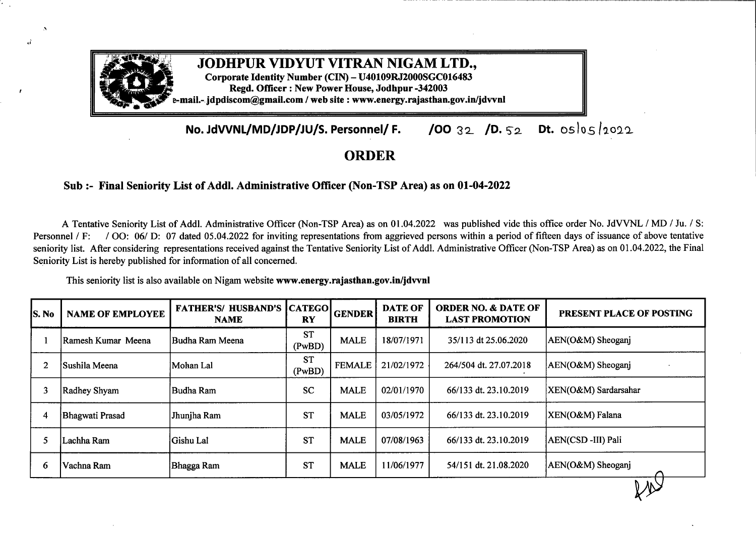# JODHPUR VIDYUT VITRAN NIGAM LTD.,

**Corporate Identity Number (CIN) – U40109RJ2000SGC016483**
**Regd. Officer : New Power House, Jodhpur -342003**
**e-mail.- jdpdiscom@gmail.com / web site : www.energy.rajasthan.gov.in/jdvvnl**

**No. JdVVNL/MD/JDP/JU/S. Personnel/ F. /OO 32 /D. 52 Dt. 05/05/2022**

## ORDER

### Sub :- Final Seniority List of Addl. Administrative Officer (Non-TSP Area) as on 01-04-2022

A Tentative Seniority List of Addl. Administrative Officer (Non-TSP Area) as on 01.04.2022 was published vide this office order No. JdVVNL / MD / Ju. / S: Personnel / F: / OO: 06/ D: 07 dated 05.04.2022 for inviting representations from aggrieved persons within a period of fifteen days of issuance of above tentative seniority list. After considering representations received against the Tentative Seniority List of Addl. Administrative Officer (Non-TSP Area) as on 01.04.2022, the Final Seniority List is hereby published for information of all concerned.

This seniority list is also available on Nigam website **www.energy.rajasthan.gov.in/jdvvnl**

| S. No | NAME OF EMPLOYEE | FATHER'S/ HUSBAND'S NAME | CATEGORY | GENDER | DATE OF BIRTH | ORDER NO. & DATE OF LAST PROMOTION | PRESENT PLACE OF POSTING |
|---|---|---|---|---|---|---|---|
| 1 | Ramesh Kumar Meena | Budha Ram Meena | ST (PwBD) | MALE | 18/07/1971 | 35/113 dt 25.06.2020 | AEN(O&M) Sheoganj |
| 2 | Sushila Meena | Mohan Lal | ST (PwBD) | FEMALE | 21/02/1972 | 264/504 dt. 27.07.2018 | AEN(O&M) Sheoganj |
| 3 | Radhey Shyam | Budha Ram | SC | MALE | 02/01/1970 | 66/133 dt. 23.10.2019 | XEN(O&M) Sardarsahar |
| 4 | Bhagwati Prasad | Jhunjha Ram | ST | MALE | 03/05/1972 | 66/133 dt. 23.10.2019 | XEN(O&M) Falana |
| 5 | Lachha Ram | Gishu Lal | ST | MALE | 07/08/1963 | 66/133 dt. 23.10.2019 | AEN(CSD -III) Pali |
| 6 | Vachna Ram | Bhagga Ram | ST | MALE | 11/06/1977 | 54/151 dt. 21.08.2020 | AEN(O&M) Sheoganj |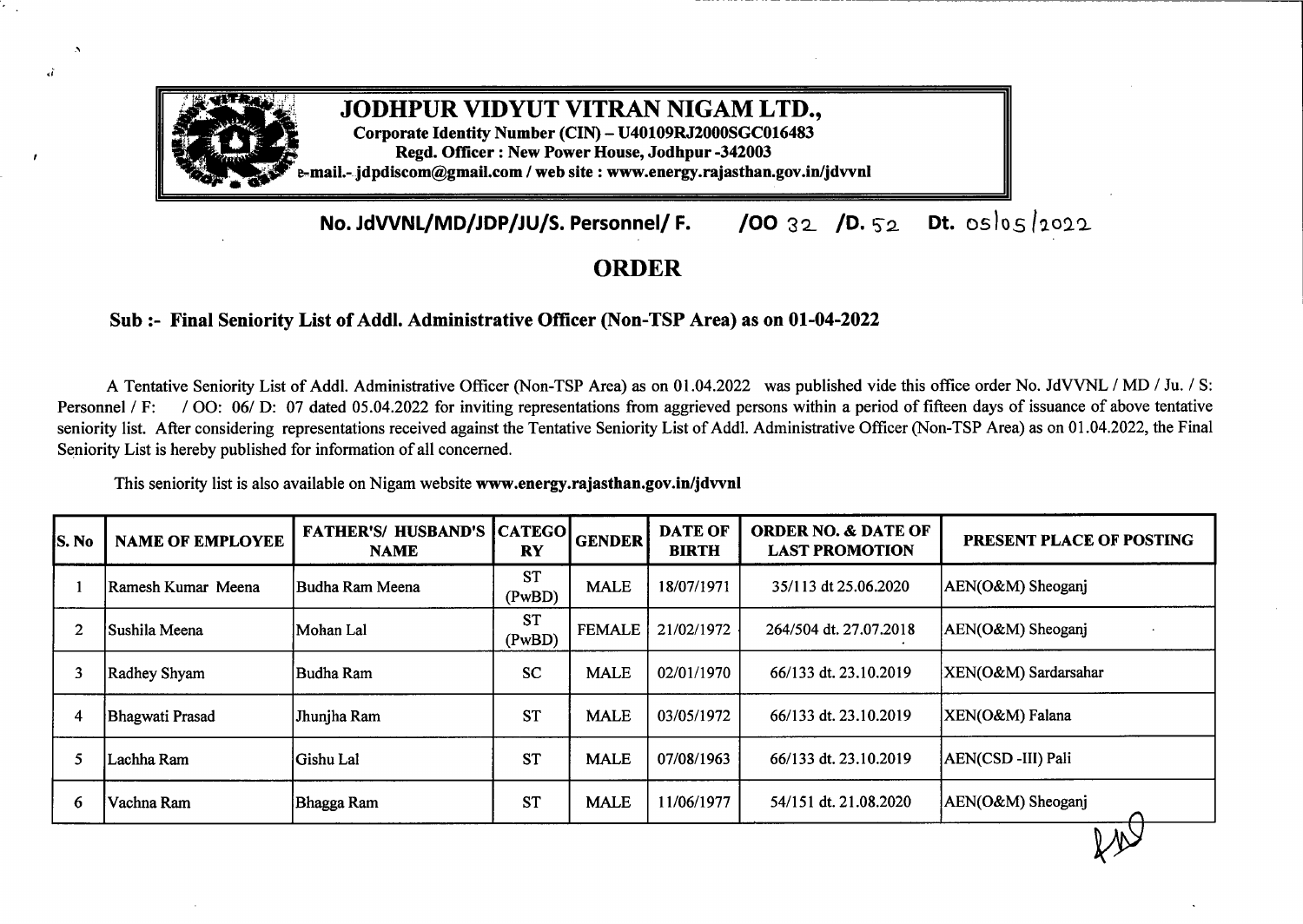# JODHPUR VIDYUT VITRAN NIGAM LTD.,

**Corporate Identity Number (CIN) – U40109RJ2000SGC016483**
**Regd. Officer : New Power House, Jodhpur -342003**
**e-mail.- jdpdiscom@gmail.com / web site : www.energy.rajasthan.gov.in/jdvvnl**

**No. JdVVNL/MD/JDP/JU/S. Personnel/ F. /OO 32 /D. 52 Dt. 05/05/2022**

## ORDER

### Sub :- Final Seniority List of Addl. Administrative Officer (Non-TSP Area) as on 01-04-2022

A Tentative Seniority List of Addl. Administrative Officer (Non-TSP Area) as on 01.04.2022 was published vide this office order No. JdVVNL / MD / Ju. / S: Personnel / F: / OO: 06/ D: 07 dated 05.04.2022 for inviting representations from aggrieved persons within a period of fifteen days of issuance of above tentative seniority list. After considering representations received against the Tentative Seniority List of Addl. Administrative Officer (Non-TSP Area) as on 01.04.2022, the Final Seniority List is hereby published for information of all concerned.

This seniority list is also available on Nigam website **www.energy.rajasthan.gov.in/jdvvnl**

| S. No | NAME OF EMPLOYEE | FATHER'S/ HUSBAND'S NAME | CATEGORY | GENDER | DATE OF BIRTH | ORDER NO. & DATE OF LAST PROMOTION | PRESENT PLACE OF POSTING |
|---|---|---|---|---|---|---|---|
| 1 | Ramesh Kumar Meena | Budha Ram Meena | ST (PwBD) | MALE | 18/07/1971 | 35/113 dt 25.06.2020 | AEN(O&M) Sheoganj |
| 2 | Sushila Meena | Mohan Lal | ST (PwBD) | FEMALE | 21/02/1972 | 264/504 dt. 27.07.2018 | AEN(O&M) Sheoganj |
| 3 | Radhey Shyam | Budha Ram | SC | MALE | 02/01/1970 | 66/133 dt. 23.10.2019 | XEN(O&M) Sardarsahar |
| 4 | Bhagwati Prasad | Jhunjha Ram | ST | MALE | 03/05/1972 | 66/133 dt. 23.10.2019 | XEN(O&M) Falana |
| 5 | Lachha Ram | Gishu Lal | ST | MALE | 07/08/1963 | 66/133 dt. 23.10.2019 | AEN(CSD -III) Pali |
| 6 | Vachna Ram | Bhagga Ram | ST | MALE | 11/06/1977 | 54/151 dt. 21.08.2020 | AEN(O&M) Sheoganj |